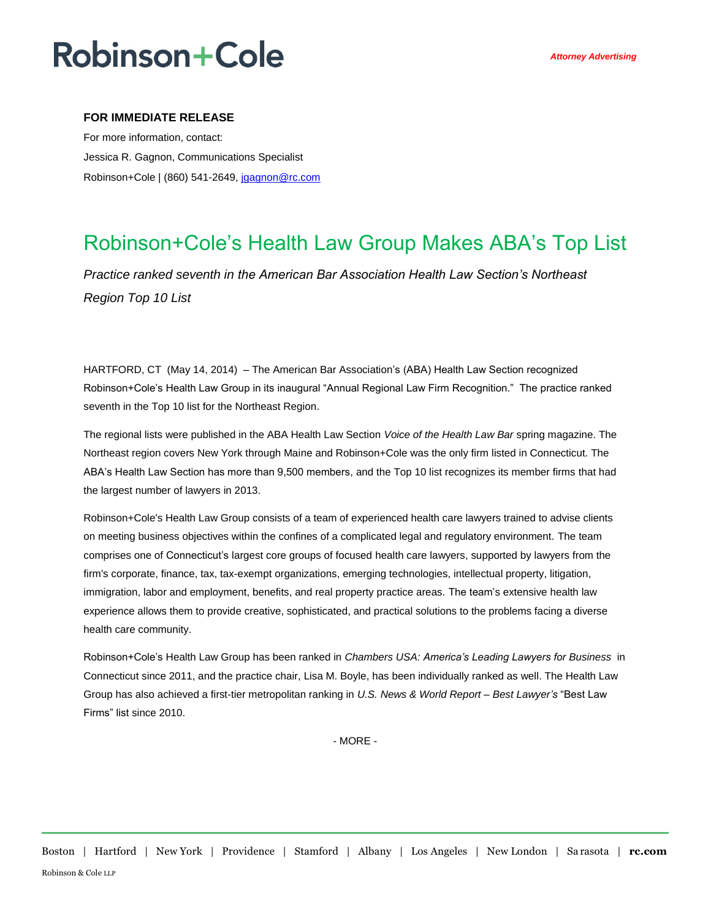**Robinson+Cole**

*Attorney Advertising*

**FOR IMMEDIATE RELEASE**

For more information, contact:

Jessica R. Gagnon, Communications Specialist

Robinson+Cole | (860) 541-2649, jgagnon@rc.com

# Robinson+Cole's Health Law Group Makes ABA's Top List

*Practice ranked seventh in the American Bar Association Health Law Section's Northeast Region Top 10 List*

HARTFORD, CT (May 14, 2014) – The American Bar Association's (ABA) Health Law Section recognized Robinson+Cole's Health Law Group in its inaugural "Annual Regional Law Firm Recognition." The practice ranked seventh in the Top 10 list for the Northeast Region.

The regional lists were published in the ABA Health Law Section *Voice of the Health Law Bar* spring magazine. The Northeast region covers New York through Maine and Robinson+Cole was the only firm listed in Connecticut. The ABA's Health Law Section has more than 9,500 members, and the Top 10 list recognizes its member firms that had the largest number of lawyers in 2013.

Robinson+Cole's Health Law Group consists of a team of experienced health care lawyers trained to advise clients on meeting business objectives within the confines of a complicated legal and regulatory environment. The team comprises one of Connecticut's largest core groups of focused health care lawyers, supported by lawyers from the firm's corporate, finance, tax, tax-exempt organizations, emerging technologies, intellectual property, litigation, immigration, labor and employment, benefits, and real property practice areas. The team's extensive health law experience allows them to provide creative, sophisticated, and practical solutions to the problems facing a diverse health care community.

Robinson+Cole's Health Law Group has been ranked in *Chambers USA: America's Leading Lawyers for Business* in Connecticut since 2011, and the practice chair, Lisa M. Boyle, has been individually ranked as well. The Health Law Group has also achieved a first-tier metropolitan ranking in *U.S. News & World Report – Best Lawyer's* "Best Law Firms" list since 2010.

- MORE -

Boston | Hartford | New York | Providence | Stamford | Albany | Los Angeles | New London | Sarasota | **rc.com**

Robinson & Cole LLP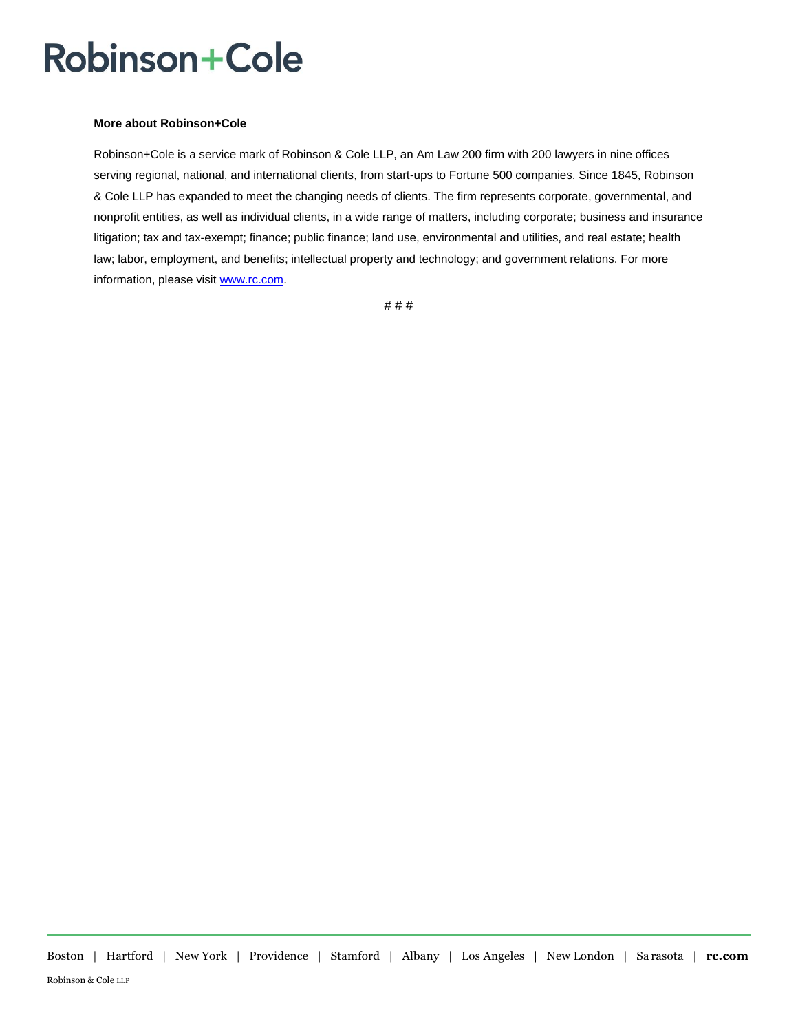**More about Robinson+Cole**

Robinson+Cole is a service mark of Robinson & Cole LLP, an Am Law 200 firm with 200 lawyers in nine offices serving regional, national, and international clients, from start-ups to Fortune 500 companies. Since 1845, Robinson & Cole LLP has expanded to meet the changing needs of clients. The firm represents corporate, governmental, and nonprofit entities, as well as individual clients, in a wide range of matters, including corporate; business and insurance litigation; tax and tax-exempt; finance; public finance; land use, environmental and utilities, and real estate; health law; labor, employment, and benefits; intellectual property and technology; and government relations. For more information, please visit [www.rc.com](http://www.rc.com).

# # #